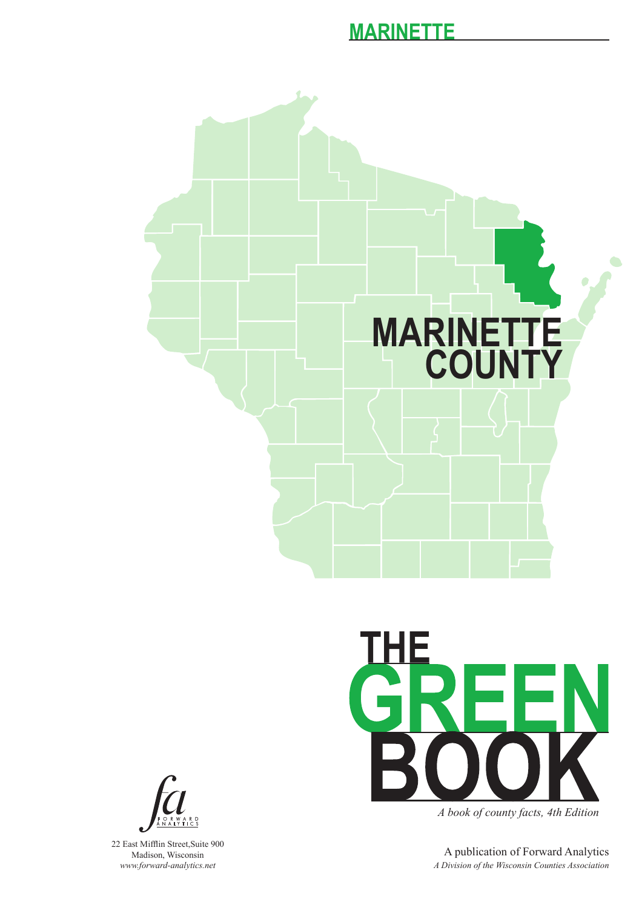# MARINETTE

## MARINETTE COUNTY

# THE GREEN BOOK

*A book of county facts, 4th Edition*

A publication of Forward Analytics

*A Division of the Wisconsin Counties Association*

FORWARD ANALYTICS

22 East Mifflin Street,Suite 900
Madison, Wisconsin
*www.forward-analytics.net*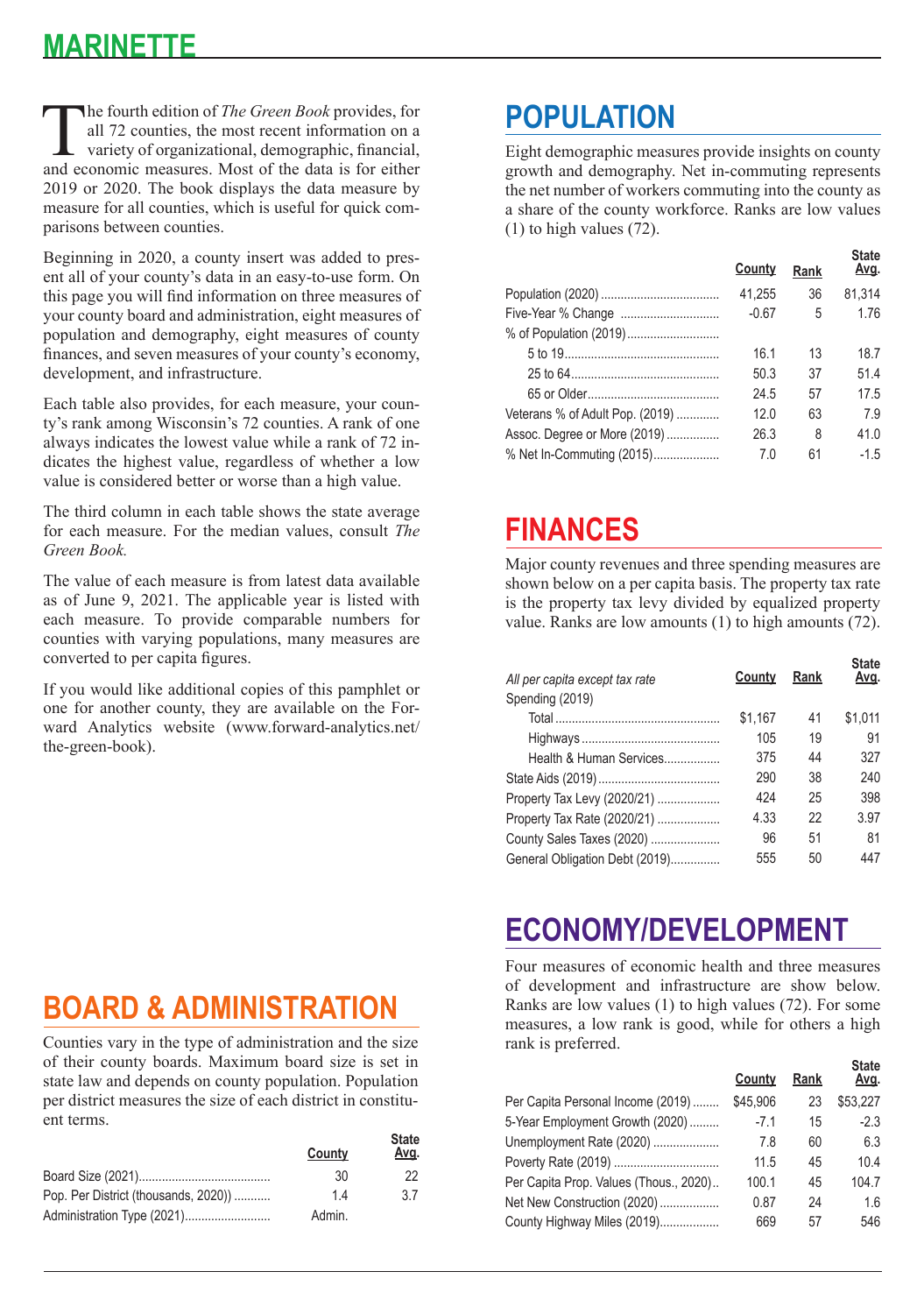# MARINETTE

The fourth edition of *The Green Book* provides, for all 72 counties, the most recent information on a variety of organizational, demographic, financial, and economic measures. Most of the data is for either 2019 or 2020. The book displays the data measure by measure for all counties, which is useful for quick comparisons between counties.

Beginning in 2020, a county insert was added to present all of your county's data in an easy-to-use form. On this page you will find information on three measures of your county board and administration, eight measures of population and demography, eight measures of county finances, and seven measures of your county's economy, development, and infrastructure.

Each table also provides, for each measure, your county's rank among Wisconsin's 72 counties. A rank of one always indicates the lowest value while a rank of 72 indicates the highest value, regardless of whether a low value is considered better or worse than a high value.

The third column in each table shows the state average for each measure. For the median values, consult *The Green Book.*

The value of each measure is from latest data available as of June 9, 2021. The applicable year is listed with each measure. To provide comparable numbers for counties with varying populations, many measures are converted to per capita figures.

If you would like additional copies of this pamphlet or one for another county, they are available on the Forward Analytics website (www.forward-analytics.net/the-green-book).

## BOARD & ADMINISTRATION

Counties vary in the type of administration and the size of their county boards. Maximum board size is set in state law and depends on county population. Population per district measures the size of each district in constituent terms.

| | County | State Avg. |
|---|---|---|
| Board Size (2021) | 30 | 22 |
| Pop. Per District (thousands, 2020)) | 1.4 | 3.7 |
| Administration Type (2021) | Admin. | |

## POPULATION

Eight demographic measures provide insights on county growth and demography. Net in-commuting represents the net number of workers commuting into the county as a share of the county workforce. Ranks are low values (1) to high values (72).

| | County | Rank | State Avg. |
|---|---|---|---|
| Population (2020) | 41,255 | 36 | 81,314 |
| Five-Year % Change | -0.67 | 5 | 1.76 |
| % of Population (2019) | | | |
| 5 to 19 | 16.1 | 13 | 18.7 |
| 25 to 64 | 50.3 | 37 | 51.4 |
| 65 or Older | 24.5 | 57 | 17.5 |
| Veterans % of Adult Pop. (2019) | 12.0 | 63 | 7.9 |
| Assoc. Degree or More (2019) | 26.3 | 8 | 41.0 |
| % Net In-Commuting (2015) | 7.0 | 61 | -1.5 |

## FINANCES

Major county revenues and three spending measures are shown below on a per capita basis. The property tax rate is the property tax levy divided by equalized property value. Ranks are low amounts (1) to high amounts (72).

| *All per capita except tax rate* | County | Rank | State Avg. |
|---|---|---|---|
| Spending (2019) | | | |
| Total | $1,167 | 41 | $1,011 |
| Highways | 105 | 19 | 91 |
| Health & Human Services | 375 | 44 | 327 |
| State Aids (2019) | 290 | 38 | 240 |
| Property Tax Levy (2020/21) | 424 | 25 | 398 |
| Property Tax Rate (2020/21) | 4.33 | 22 | 3.97 |
| County Sales Taxes (2020) | 96 | 51 | 81 |
| General Obligation Debt (2019) | 555 | 50 | 447 |

## ECONOMY/DEVELOPMENT

Four measures of economic health and three measures of development and infrastructure are show below. Ranks are low values (1) to high values (72). For some measures, a low rank is good, while for others a high rank is preferred.

| | County | Rank | State Avg. |
|---|---|---|---|
| Per Capita Personal Income (2019) | $45,906 | 23 | $53,227 |
| 5-Year Employment Growth (2020) | -7.1 | 15 | -2.3 |
| Unemployment Rate (2020) | 7.8 | 60 | 6.3 |
| Poverty Rate (2019) | 11.5 | 45 | 10.4 |
| Per Capita Prop. Values (Thous., 2020) | 100.1 | 45 | 104.7 |
| Net New Construction (2020) | 0.87 | 24 | 1.6 |
| County Highway Miles (2019) | 669 | 57 | 546 |